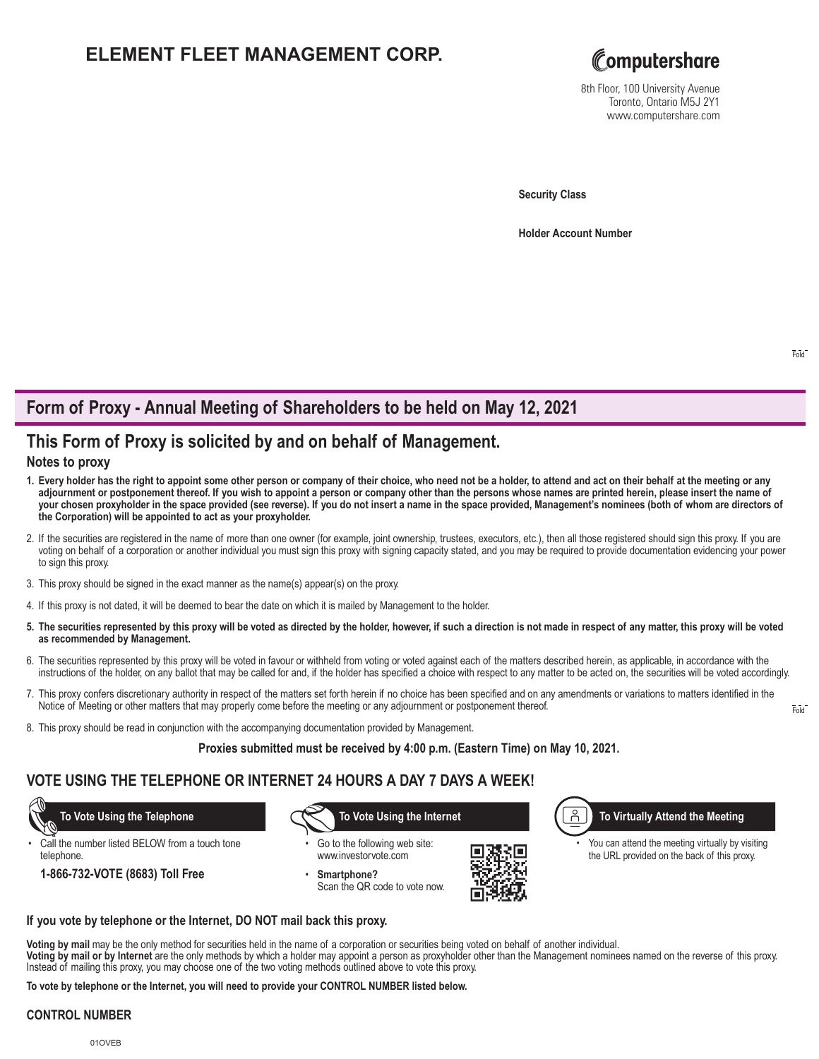# ELEMENT FLEET MANAGEMENT CORP.

Computershare
8th Floor, 100 University Avenue
Toronto, Ontario M5J 2Y1
www.computershare.com

**Security Class**

**Holder Account Number**

## Form of Proxy - Annual Meeting of Shareholders to be held on May 12, 2021

## This Form of Proxy is solicited by and on behalf of Management.

### Notes to proxy

1. **Every holder has the right to appoint some other person or company of their choice, who need not be a holder, to attend and act on their behalf at the meeting or any adjournment or postponement thereof. If you wish to appoint a person or company other than the persons whose names are printed herein, please insert the name of your chosen proxyholder in the space provided (see reverse). If you do not insert a name in the space provided, Management's nominees (both of whom are directors of the Corporation) will be appointed to act as your proxyholder.**
2. If the securities are registered in the name of more than one owner (for example, joint ownership, trustees, executors, etc.), then all those registered should sign this proxy. If you are voting on behalf of a corporation or another individual you must sign this proxy with signing capacity stated, and you may be required to provide documentation evidencing your power to sign this proxy.
3. This proxy should be signed in the exact manner as the name(s) appear(s) on the proxy.
4. If this proxy is not dated, it will be deemed to bear the date on which it is mailed by Management to the holder.
5. **The securities represented by this proxy will be voted as directed by the holder, however, if such a direction is not made in respect of any matter, this proxy will be voted as recommended by Management.**
6. The securities represented by this proxy will be voted in favour or withheld from voting or voted against each of the matters described herein, as applicable, in accordance with the instructions of the holder, on any ballot that may be called for and, if the holder has specified a choice with respect to any matter to be acted on, the securities will be voted accordingly.
7. This proxy confers discretionary authority in respect of the matters set forth herein if no choice has been specified and on any amendments or variations to matters identified in the Notice of Meeting or other matters that may properly come before the meeting or any adjournment or postponement thereof.
8. This proxy should be read in conjunction with the accompanying documentation provided by Management.

**Proxies submitted must be received by 4:00 p.m. (Eastern Time) on May 10, 2021.**

## VOTE USING THE TELEPHONE OR INTERNET 24 HOURS A DAY 7 DAYS A WEEK!

**To Vote Using the Telephone**

- Call the number listed BELOW from a touch tone telephone.

**1-866-732-VOTE (8683) Toll Free**

**To Vote Using the Internet**

- Go to the following web site: www.investorvote.com
- **Smartphone?** Scan the QR code to vote now.

**To Virtually Attend the Meeting**

- You can attend the meeting virtually by visiting the URL provided on the back of this proxy.

**If you vote by telephone or the Internet, DO NOT mail back this proxy.**

**Voting by mail** may be the only method for securities held in the name of a corporation or securities being voted on behalf of another individual.
**Voting by mail or by Internet** are the only methods by which a holder may appoint a person as proxyholder other than the Management nominees named on the reverse of this proxy. Instead of mailing this proxy, you may choose one of the two voting methods outlined above to vote this proxy.

**To vote by telephone or the Internet, you will need to provide your CONTROL NUMBER listed below.**

**CONTROL NUMBER**

01OVEB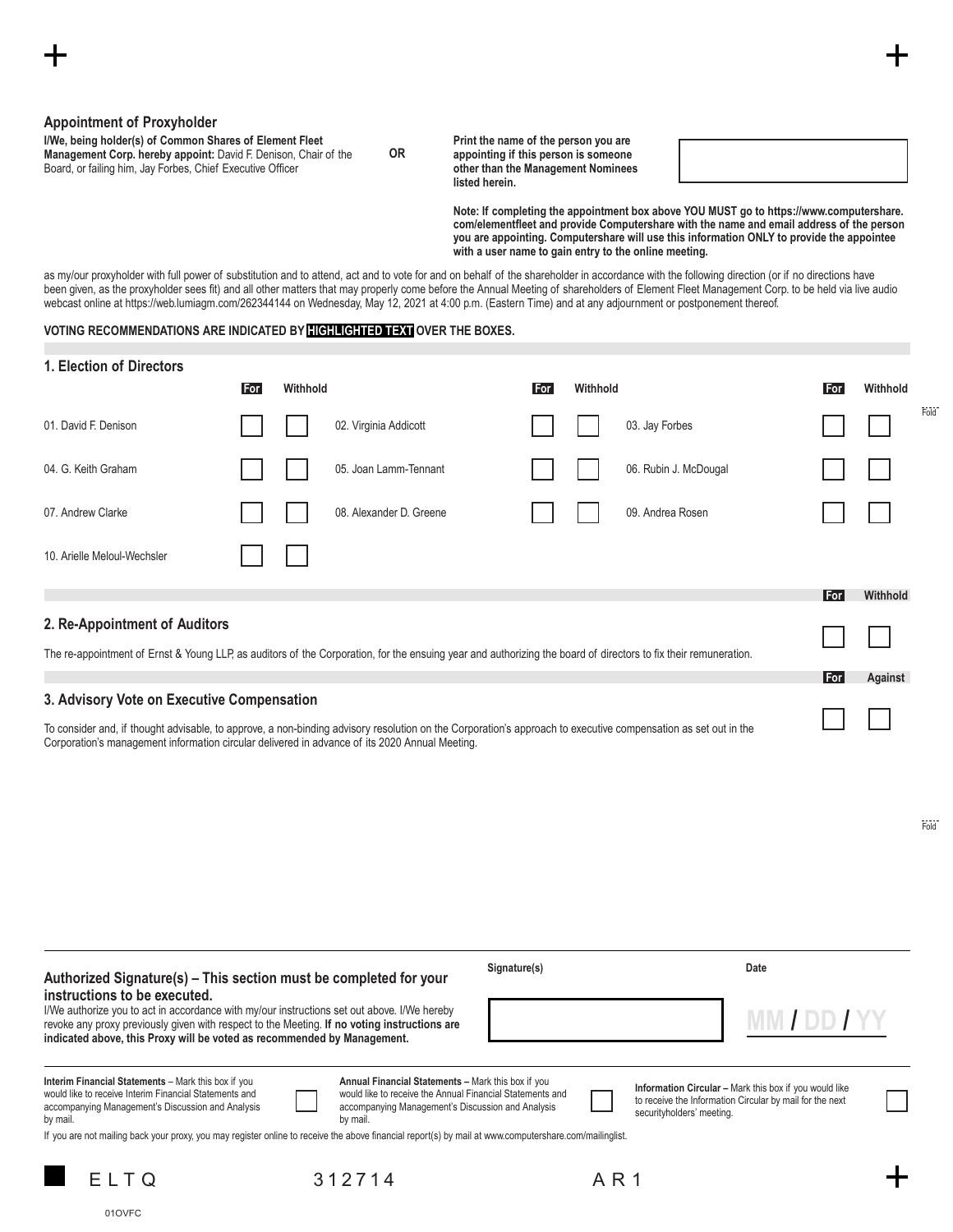## Appointment of Proxyholder

**I/We, being holder(s) of Common Shares of Element Fleet Management Corp. hereby appoint:** David F. Denison, Chair of the Board, or failing him, Jay Forbes, Chief Executive Officer

**OR**

**Print the name of the person you are appointing if this person is someone other than the Management Nominees listed herein.**

**Note: If completing the appointment box above YOU MUST go to https://www.computershare.com/elementfleet and provide Computershare with the name and email address of the person you are appointing. Computershare will use this information ONLY to provide the appointee with a user name to gain entry to the online meeting.**

as my/our proxyholder with full power of substitution and to attend, act and to vote for and on behalf of the shareholder in accordance with the following direction (or if no directions have been given, as the proxyholder sees fit) and all other matters that may properly come before the Annual Meeting of shareholders of Element Fleet Management Corp. to be held via live audio webcast online at https://web.lumiagm.com/262344144 on Wednesday, May 12, 2021 at 4:00 p.m. (Eastern Time) and at any adjournment or postponement thereof.

**VOTING RECOMMENDATIONS ARE INDICATED BY HIGHLIGHTED TEXT OVER THE BOXES.**

### 1. Election of Directors

| | For | Withhold | | For | Withhold | | For | Withhold |
|---|---|---|---|---|---|---|---|---|
| 01. David F. Denison | ☐ | ☐ | 02. Virginia Addicott | ☐ | ☐ | 03. Jay Forbes | ☐ | ☐ |
| 04. G. Keith Graham | ☐ | ☐ | 05. Joan Lamm-Tennant | ☐ | ☐ | 06. Rubin J. McDougal | ☐ | ☐ |
| 07. Andrew Clarke | ☐ | ☐ | 08. Alexander D. Greene | ☐ | ☐ | 09. Andrea Rosen | ☐ | ☐ |
| 10. Arielle Meloul-Wechsler | ☐ | ☐ | | | | | | |

### 2. Re-Appointment of Auditors

For ☐ Withhold ☐

The re-appointment of Ernst & Young LLP, as auditors of the Corporation, for the ensuing year and authorizing the board of directors to fix their remuneration.

### 3. Advisory Vote on Executive Compensation

For ☐ Against ☐

To consider and, if thought advisable, to approve, a non-binding advisory resolution on the Corporation's approach to executive compensation as set out in the Corporation's management information circular delivered in advance of its 2020 Annual Meeting.

### Authorized Signature(s) – This section must be completed for your instructions to be executed.

I/We authorize you to act in accordance with my/our instructions set out above. I/We hereby revoke any proxy previously given with respect to the Meeting. **If no voting instructions are indicated above, this Proxy will be voted as recommended by Management.**

Signature(s)

Date

MM / DD / YY

**Interim Financial Statements** – Mark this box if you would like to receive Interim Financial Statements and accompanying Management's Discussion and Analysis by mail. ☐

**Annual Financial Statements –** Mark this box if you would like to receive the Annual Financial Statements and accompanying Management's Discussion and Analysis by mail. ☐

**Information Circular –** Mark this box if you would like to receive the Information Circular by mail for the next securityholders' meeting. ☐

If you are not mailing back your proxy, you may register online to receive the above financial report(s) by mail at www.computershare.com/mailinglist.

ELTQ 312714 AR1

01OVFC